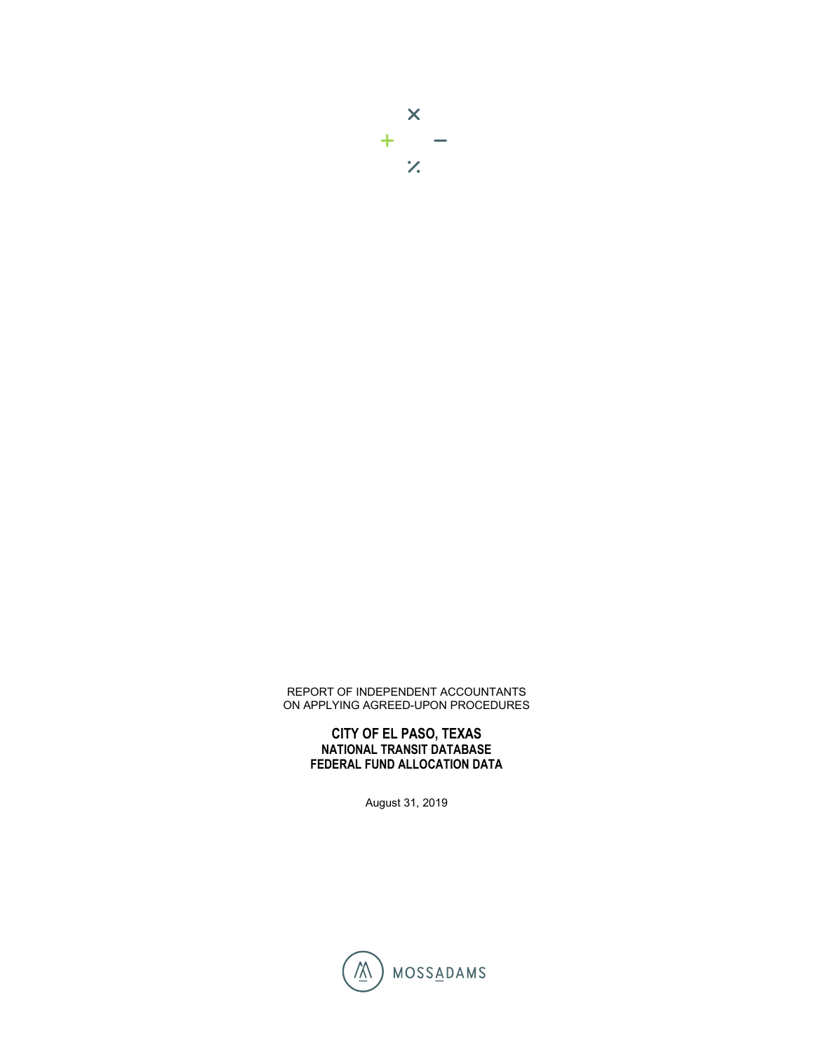REPORT OF INDEPENDENT ACCOUNTANTS
ON APPLYING AGREED-UPON PROCEDURES

# CITY OF EL PASO, TEXAS
## NATIONAL TRANSIT DATABASE
## FEDERAL FUND ALLOCATION DATA

August 31, 2019

MOSSADAMS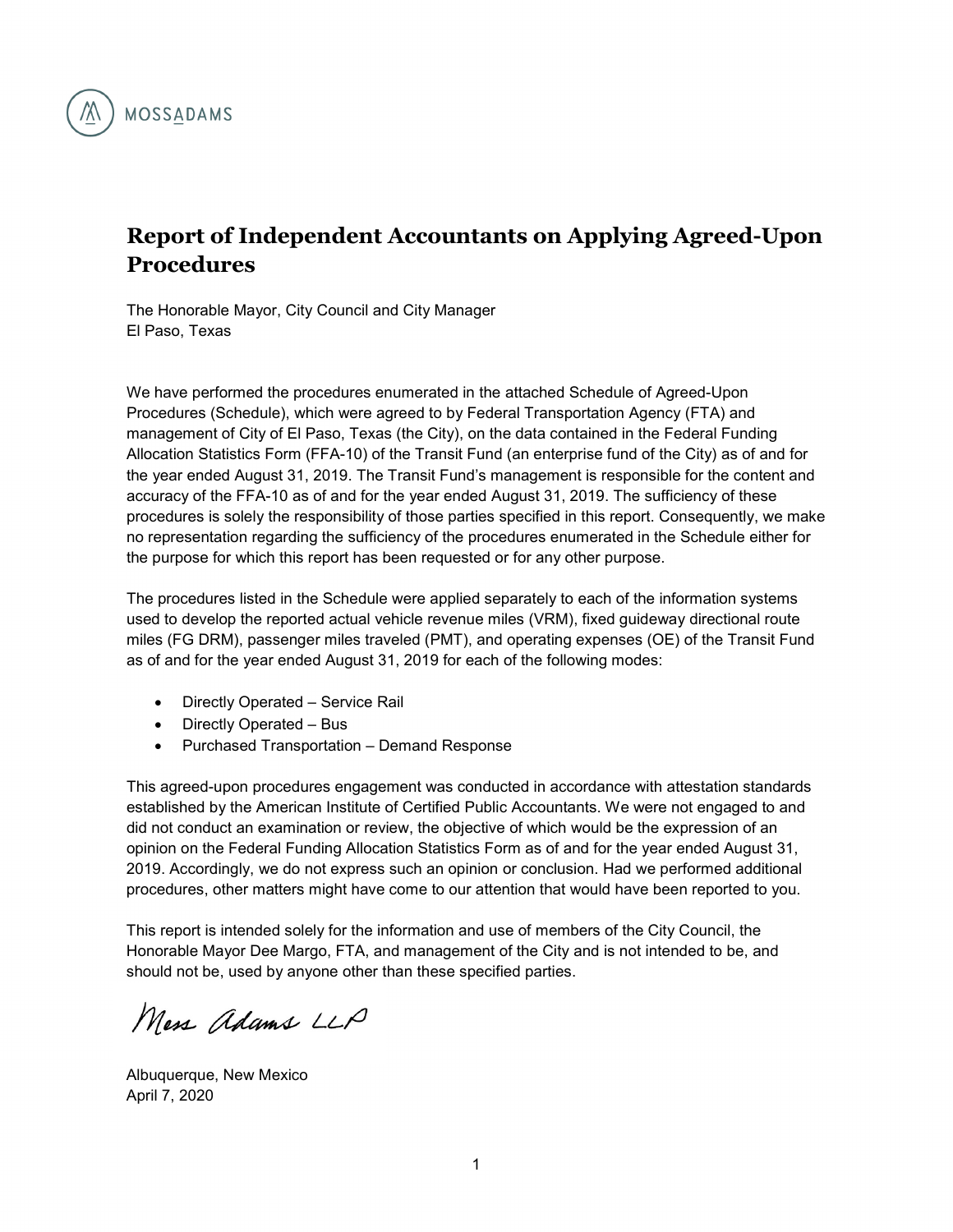# Report of Independent Accountants on Applying Agreed-Upon Procedures

The Honorable Mayor, City Council and City Manager
El Paso, Texas

We have performed the procedures enumerated in the attached Schedule of Agreed-Upon Procedures (Schedule), which were agreed to by Federal Transportation Agency (FTA) and management of City of El Paso, Texas (the City), on the data contained in the Federal Funding Allocation Statistics Form (FFA-10) of the Transit Fund (an enterprise fund of the City) as of and for the year ended August 31, 2019. The Transit Fund's management is responsible for the content and accuracy of the FFA-10 as of and for the year ended August 31, 2019. The sufficiency of these procedures is solely the responsibility of those parties specified in this report. Consequently, we make no representation regarding the sufficiency of the procedures enumerated in the Schedule either for the purpose for which this report has been requested or for any other purpose.

The procedures listed in the Schedule were applied separately to each of the information systems used to develop the reported actual vehicle revenue miles (VRM), fixed guideway directional route miles (FG DRM), passenger miles traveled (PMT), and operating expenses (OE) of the Transit Fund as of and for the year ended August 31, 2019 for each of the following modes:

- Directly Operated – Service Rail
- Directly Operated – Bus
- Purchased Transportation – Demand Response

This agreed-upon procedures engagement was conducted in accordance with attestation standards established by the American Institute of Certified Public Accountants. We were not engaged to and did not conduct an examination or review, the objective of which would be the expression of an opinion on the Federal Funding Allocation Statistics Form as of and for the year ended August 31, 2019. Accordingly, we do not express such an opinion or conclusion. Had we performed additional procedures, other matters might have come to our attention that would have been reported to you.

This report is intended solely for the information and use of members of the City Council, the Honorable Mayor Dee Margo, FTA, and management of the City and is not intended to be, and should not be, used by anyone other than these specified parties.

Moss Adams LLP

Albuquerque, New Mexico
April 7, 2020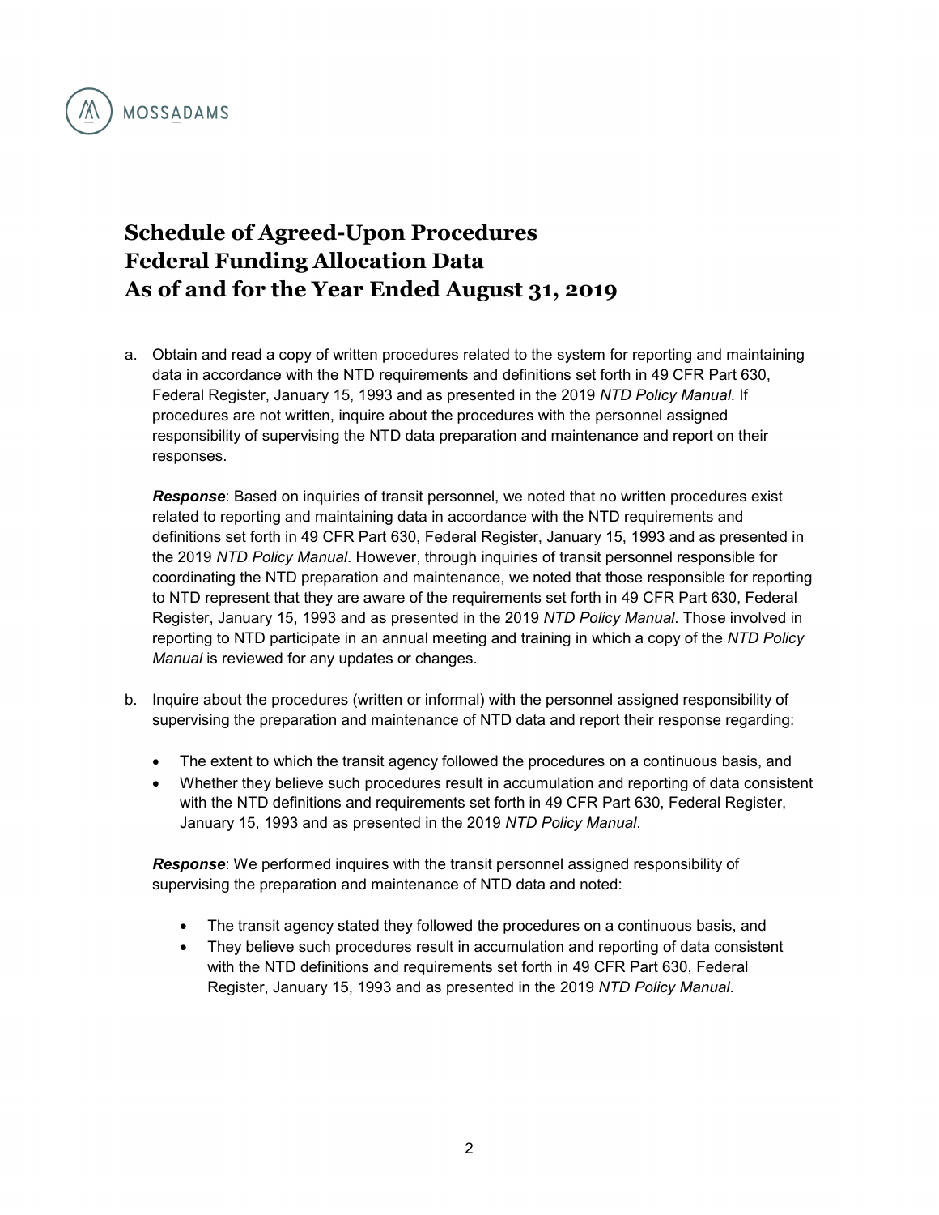# Schedule of Agreed-Upon Procedures Federal Funding Allocation Data As of and for the Year Ended August 31, 2019

a. Obtain and read a copy of written procedures related to the system for reporting and maintaining data in accordance with the NTD requirements and definitions set forth in 49 CFR Part 630, Federal Register, January 15, 1993 and as presented in the 2019 *NTD Policy Manual*. If procedures are not written, inquire about the procedures with the personnel assigned responsibility of supervising the NTD data preparation and maintenance and report on their responses.

   ***Response***: Based on inquiries of transit personnel, we noted that no written procedures exist related to reporting and maintaining data in accordance with the NTD requirements and definitions set forth in 49 CFR Part 630, Federal Register, January 15, 1993 and as presented in the 2019 *NTD Policy Manual*. However, through inquiries of transit personnel responsible for coordinating the NTD preparation and maintenance, we noted that those responsible for reporting to NTD represent that they are aware of the requirements set forth in 49 CFR Part 630, Federal Register, January 15, 1993 and as presented in the 2019 *NTD Policy Manual*. Those involved in reporting to NTD participate in an annual meeting and training in which a copy of the *NTD Policy Manual* is reviewed for any updates or changes.

b. Inquire about the procedures (written or informal) with the personnel assigned responsibility of supervising the preparation and maintenance of NTD data and report their response regarding:

   - The extent to which the transit agency followed the procedures on a continuous basis, and
   - Whether they believe such procedures result in accumulation and reporting of data consistent with the NTD definitions and requirements set forth in 49 CFR Part 630, Federal Register, January 15, 1993 and as presented in the 2019 *NTD Policy Manual*.

   ***Response***: We performed inquires with the transit personnel assigned responsibility of supervising the preparation and maintenance of NTD data and noted:

   - The transit agency stated they followed the procedures on a continuous basis, and
   - They believe such procedures result in accumulation and reporting of data consistent with the NTD definitions and requirements set forth in 49 CFR Part 630, Federal Register, January 15, 1993 and as presented in the 2019 *NTD Policy Manual*.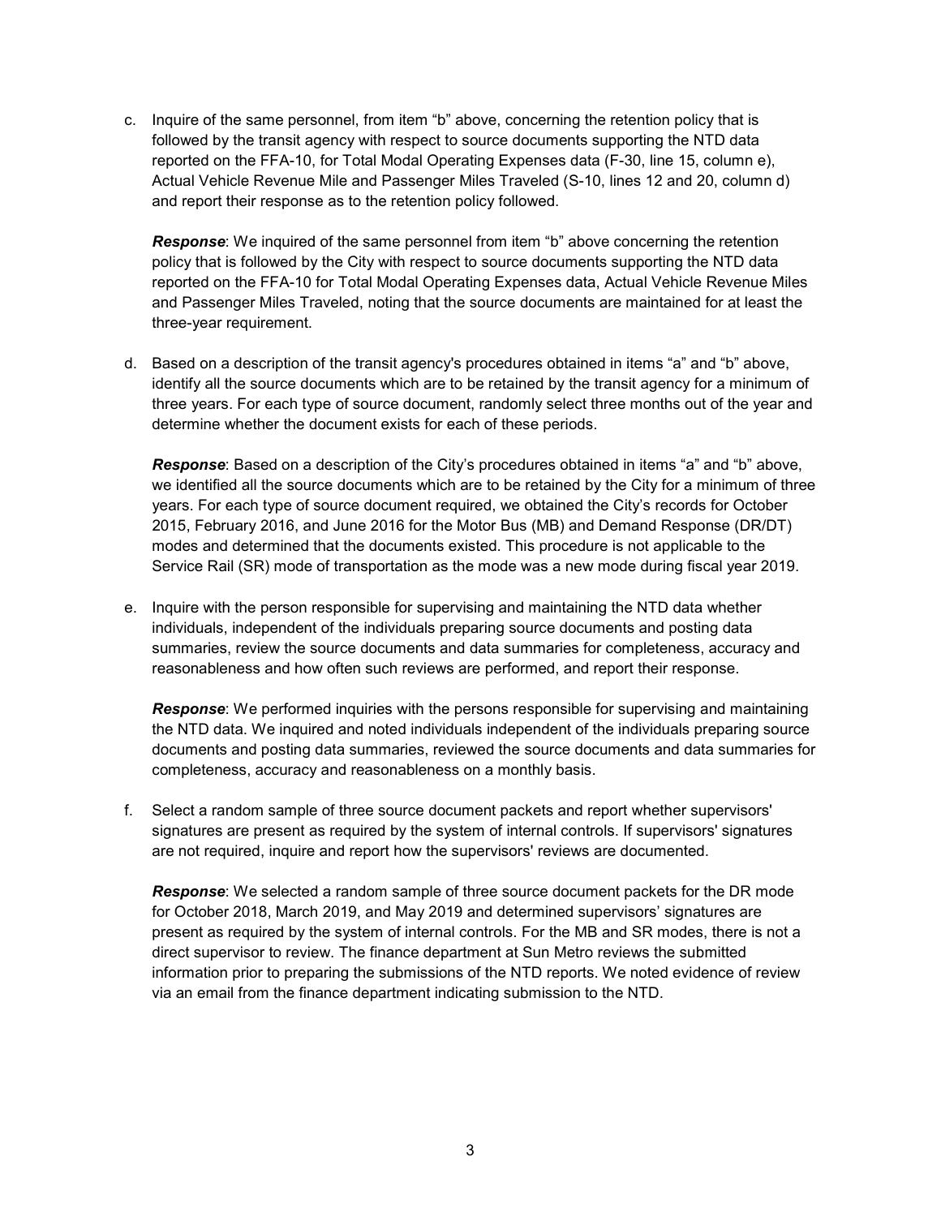c. Inquire of the same personnel, from item “b” above, concerning the retention policy that is followed by the transit agency with respect to source documents supporting the NTD data reported on the FFA-10, for Total Modal Operating Expenses data (F-30, line 15, column e), Actual Vehicle Revenue Mile and Passenger Miles Traveled (S-10, lines 12 and 20, column d) and report their response as to the retention policy followed.

   ***Response***: We inquired of the same personnel from item “b” above concerning the retention policy that is followed by the City with respect to source documents supporting the NTD data reported on the FFA-10 for Total Modal Operating Expenses data, Actual Vehicle Revenue Miles and Passenger Miles Traveled, noting that the source documents are maintained for at least the three-year requirement.

d. Based on a description of the transit agency's procedures obtained in items “a” and “b” above, identify all the source documents which are to be retained by the transit agency for a minimum of three years. For each type of source document, randomly select three months out of the year and determine whether the document exists for each of these periods.

   ***Response***: Based on a description of the City’s procedures obtained in items “a” and “b” above, we identified all the source documents which are to be retained by the City for a minimum of three years. For each type of source document required, we obtained the City’s records for October 2015, February 2016, and June 2016 for the Motor Bus (MB) and Demand Response (DR/DT) modes and determined that the documents existed. This procedure is not applicable to the Service Rail (SR) mode of transportation as the mode was a new mode during fiscal year 2019.

e. Inquire with the person responsible for supervising and maintaining the NTD data whether individuals, independent of the individuals preparing source documents and posting data summaries, review the source documents and data summaries for completeness, accuracy and reasonableness and how often such reviews are performed, and report their response.

   ***Response***: We performed inquiries with the persons responsible for supervising and maintaining the NTD data. We inquired and noted individuals independent of the individuals preparing source documents and posting data summaries, reviewed the source documents and data summaries for completeness, accuracy and reasonableness on a monthly basis.

f. Select a random sample of three source document packets and report whether supervisors' signatures are present as required by the system of internal controls. If supervisors' signatures are not required, inquire and report how the supervisors' reviews are documented.

   ***Response***: We selected a random sample of three source document packets for the DR mode for October 2018, March 2019, and May 2019 and determined supervisors’ signatures are present as required by the system of internal controls. For the MB and SR modes, there is not a direct supervisor to review. The finance department at Sun Metro reviews the submitted information prior to preparing the submissions of the NTD reports. We noted evidence of review via an email from the finance department indicating submission to the NTD.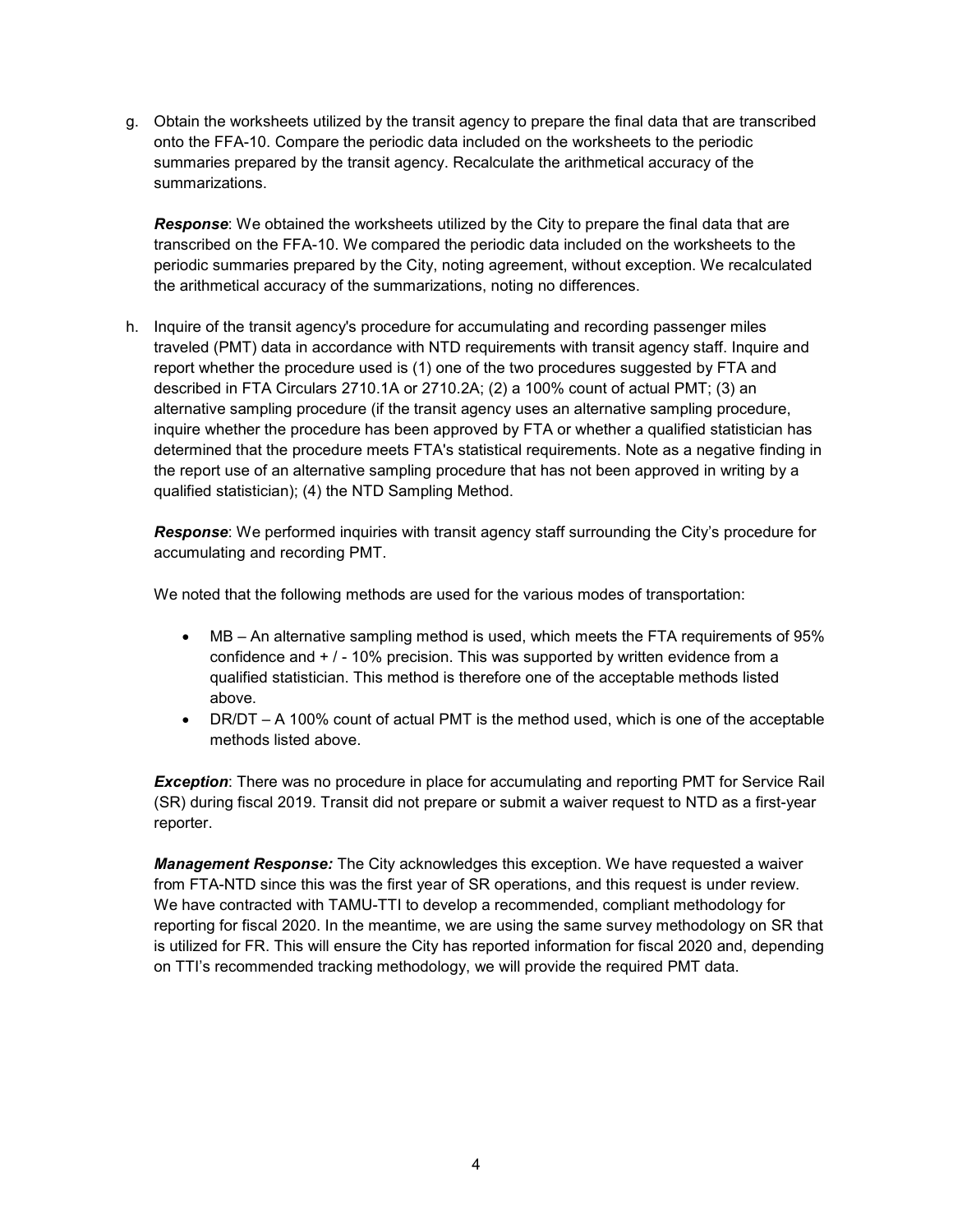g. Obtain the worksheets utilized by the transit agency to prepare the final data that are transcribed onto the FFA-10. Compare the periodic data included on the worksheets to the periodic summaries prepared by the transit agency. Recalculate the arithmetical accuracy of the summarizations.

   ***Response***: We obtained the worksheets utilized by the City to prepare the final data that are transcribed on the FFA-10. We compared the periodic data included on the worksheets to the periodic summaries prepared by the City, noting agreement, without exception. We recalculated the arithmetical accuracy of the summarizations, noting no differences.

h. Inquire of the transit agency's procedure for accumulating and recording passenger miles traveled (PMT) data in accordance with NTD requirements with transit agency staff. Inquire and report whether the procedure used is (1) one of the two procedures suggested by FTA and described in FTA Circulars 2710.1A or 2710.2A; (2) a 100% count of actual PMT; (3) an alternative sampling procedure (if the transit agency uses an alternative sampling procedure, inquire whether the procedure has been approved by FTA or whether a qualified statistician has determined that the procedure meets FTA's statistical requirements. Note as a negative finding in the report use of an alternative sampling procedure that has not been approved in writing by a qualified statistician); (4) the NTD Sampling Method.

   ***Response***: We performed inquiries with transit agency staff surrounding the City's procedure for accumulating and recording PMT.

   We noted that the following methods are used for the various modes of transportation:

   - MB – An alternative sampling method is used, which meets the FTA requirements of 95% confidence and + / - 10% precision. This was supported by written evidence from a qualified statistician. This method is therefore one of the acceptable methods listed above.
   - DR/DT – A 100% count of actual PMT is the method used, which is one of the acceptable methods listed above.

   ***Exception***: There was no procedure in place for accumulating and reporting PMT for Service Rail (SR) during fiscal 2019. Transit did not prepare or submit a waiver request to NTD as a first-year reporter.

   ***Management Response:*** The City acknowledges this exception. We have requested a waiver from FTA-NTD since this was the first year of SR operations, and this request is under review. We have contracted with TAMU-TTI to develop a recommended, compliant methodology for reporting for fiscal 2020. In the meantime, we are using the same survey methodology on SR that is utilized for FR. This will ensure the City has reported information for fiscal 2020 and, depending on TTI's recommended tracking methodology, we will provide the required PMT data.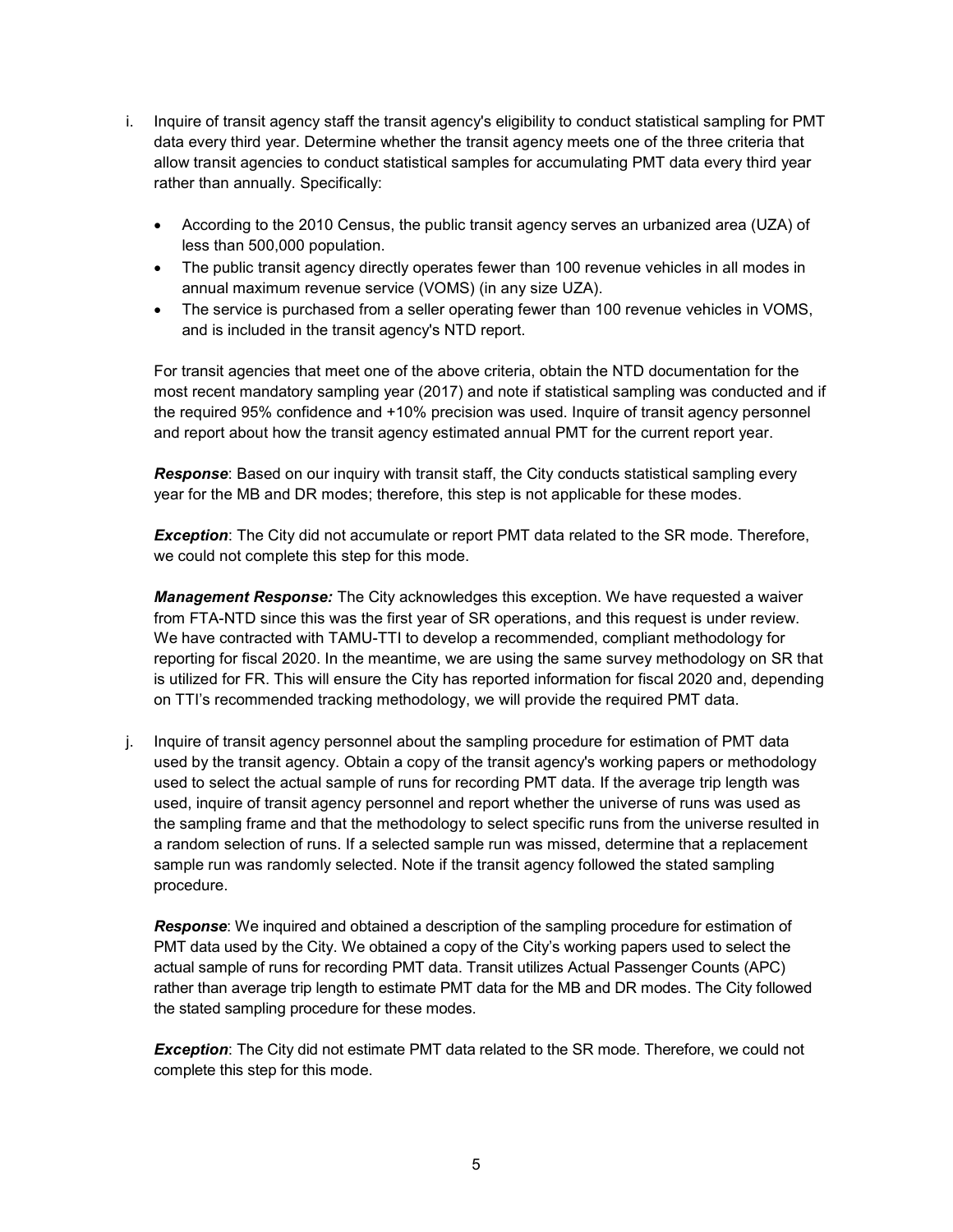i. Inquire of transit agency staff the transit agency's eligibility to conduct statistical sampling for PMT data every third year. Determine whether the transit agency meets one of the three criteria that allow transit agencies to conduct statistical samples for accumulating PMT data every third year rather than annually. Specifically:

   - According to the 2010 Census, the public transit agency serves an urbanized area (UZA) of less than 500,000 population.
   - The public transit agency directly operates fewer than 100 revenue vehicles in all modes in annual maximum revenue service (VOMS) (in any size UZA).
   - The service is purchased from a seller operating fewer than 100 revenue vehicles in VOMS, and is included in the transit agency's NTD report.

   For transit agencies that meet one of the above criteria, obtain the NTD documentation for the most recent mandatory sampling year (2017) and note if statistical sampling was conducted and if the required 95% confidence and +10% precision was used. Inquire of transit agency personnel and report about how the transit agency estimated annual PMT for the current report year.

   ***Response***: Based on our inquiry with transit staff, the City conducts statistical sampling every year for the MB and DR modes; therefore, this step is not applicable for these modes.

   ***Exception***: The City did not accumulate or report PMT data related to the SR mode. Therefore, we could not complete this step for this mode.

   ***Management Response:*** The City acknowledges this exception. We have requested a waiver from FTA-NTD since this was the first year of SR operations, and this request is under review. We have contracted with TAMU-TTI to develop a recommended, compliant methodology for reporting for fiscal 2020. In the meantime, we are using the same survey methodology on SR that is utilized for FR. This will ensure the City has reported information for fiscal 2020 and, depending on TTI's recommended tracking methodology, we will provide the required PMT data.

j. Inquire of transit agency personnel about the sampling procedure for estimation of PMT data used by the transit agency. Obtain a copy of the transit agency's working papers or methodology used to select the actual sample of runs for recording PMT data. If the average trip length was used, inquire of transit agency personnel and report whether the universe of runs was used as the sampling frame and that the methodology to select specific runs from the universe resulted in a random selection of runs. If a selected sample run was missed, determine that a replacement sample run was randomly selected. Note if the transit agency followed the stated sampling procedure.

   ***Response***: We inquired and obtained a description of the sampling procedure for estimation of PMT data used by the City. We obtained a copy of the City's working papers used to select the actual sample of runs for recording PMT data. Transit utilizes Actual Passenger Counts (APC) rather than average trip length to estimate PMT data for the MB and DR modes. The City followed the stated sampling procedure for these modes.

   ***Exception***: The City did not estimate PMT data related to the SR mode. Therefore, we could not complete this step for this mode.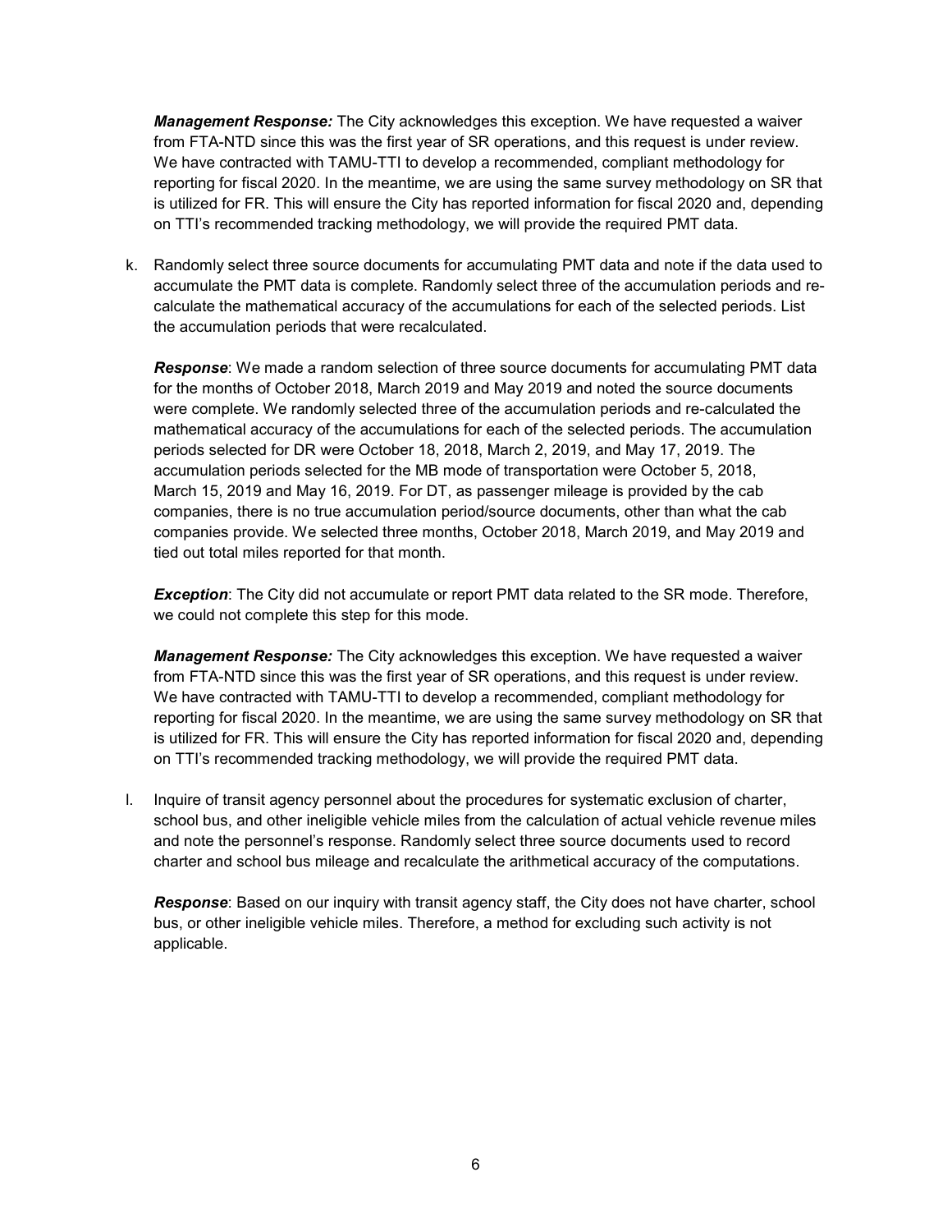***Management Response:*** The City acknowledges this exception. We have requested a waiver from FTA-NTD since this was the first year of SR operations, and this request is under review. We have contracted with TAMU-TTI to develop a recommended, compliant methodology for reporting for fiscal 2020. In the meantime, we are using the same survey methodology on SR that is utilized for FR. This will ensure the City has reported information for fiscal 2020 and, depending on TTI's recommended tracking methodology, we will provide the required PMT data.

k. Randomly select three source documents for accumulating PMT data and note if the data used to accumulate the PMT data is complete. Randomly select three of the accumulation periods and re-calculate the mathematical accuracy of the accumulations for each of the selected periods. List the accumulation periods that were recalculated.

   ***Response***: We made a random selection of three source documents for accumulating PMT data for the months of October 2018, March 2019 and May 2019 and noted the source documents were complete. We randomly selected three of the accumulation periods and re-calculated the mathematical accuracy of the accumulations for each of the selected periods. The accumulation periods selected for DR were October 18, 2018, March 2, 2019, and May 17, 2019. The accumulation periods selected for the MB mode of transportation were October 5, 2018, March 15, 2019 and May 16, 2019. For DT, as passenger mileage is provided by the cab companies, there is no true accumulation period/source documents, other than what the cab companies provide. We selected three months, October 2018, March 2019, and May 2019 and tied out total miles reported for that month.

   ***Exception***: The City did not accumulate or report PMT data related to the SR mode. Therefore, we could not complete this step for this mode.

   ***Management Response:*** The City acknowledges this exception. We have requested a waiver from FTA-NTD since this was the first year of SR operations, and this request is under review. We have contracted with TAMU-TTI to develop a recommended, compliant methodology for reporting for fiscal 2020. In the meantime, we are using the same survey methodology on SR that is utilized for FR. This will ensure the City has reported information for fiscal 2020 and, depending on TTI's recommended tracking methodology, we will provide the required PMT data.

l. Inquire of transit agency personnel about the procedures for systematic exclusion of charter, school bus, and other ineligible vehicle miles from the calculation of actual vehicle revenue miles and note the personnel's response. Randomly select three source documents used to record charter and school bus mileage and recalculate the arithmetical accuracy of the computations.

   ***Response***: Based on our inquiry with transit agency staff, the City does not have charter, school bus, or other ineligible vehicle miles. Therefore, a method for excluding such activity is not applicable.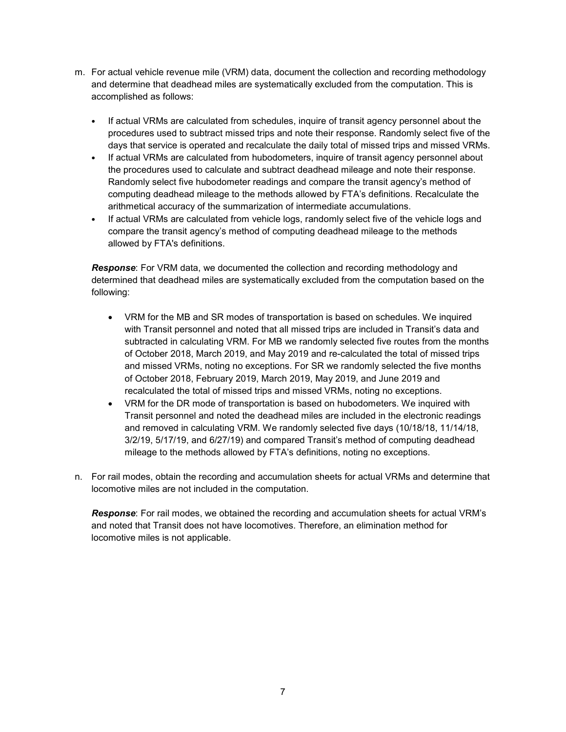m. For actual vehicle revenue mile (VRM) data, document the collection and recording methodology and determine that deadhead miles are systematically excluded from the computation. This is accomplished as follows:

   - If actual VRMs are calculated from schedules, inquire of transit agency personnel about the procedures used to subtract missed trips and note their response. Randomly select five of the days that service is operated and recalculate the daily total of missed trips and missed VRMs.
   - If actual VRMs are calculated from hubodometers, inquire of transit agency personnel about the procedures used to calculate and subtract deadhead mileage and note their response. Randomly select five hubodometer readings and compare the transit agency's method of computing deadhead mileage to the methods allowed by FTA's definitions. Recalculate the arithmetical accuracy of the summarization of intermediate accumulations.
   - If actual VRMs are calculated from vehicle logs, randomly select five of the vehicle logs and compare the transit agency's method of computing deadhead mileage to the methods allowed by FTA's definitions.

   ***Response***: For VRM data, we documented the collection and recording methodology and determined that deadhead miles are systematically excluded from the computation based on the following:

   - VRM for the MB and SR modes of transportation is based on schedules. We inquired with Transit personnel and noted that all missed trips are included in Transit's data and subtracted in calculating VRM. For MB we randomly selected five routes from the months of October 2018, March 2019, and May 2019 and re-calculated the total of missed trips and missed VRMs, noting no exceptions. For SR we randomly selected the five months of October 2018, February 2019, March 2019, May 2019, and June 2019 and recalculated the total of missed trips and missed VRMs, noting no exceptions.
   - VRM for the DR mode of transportation is based on hubodometers. We inquired with Transit personnel and noted the deadhead miles are included in the electronic readings and removed in calculating VRM. We randomly selected five days (10/18/18, 11/14/18, 3/2/19, 5/17/19, and 6/27/19) and compared Transit's method of computing deadhead mileage to the methods allowed by FTA's definitions, noting no exceptions.

n. For rail modes, obtain the recording and accumulation sheets for actual VRMs and determine that locomotive miles are not included in the computation.

   ***Response***: For rail modes, we obtained the recording and accumulation sheets for actual VRM's and noted that Transit does not have locomotives. Therefore, an elimination method for locomotive miles is not applicable.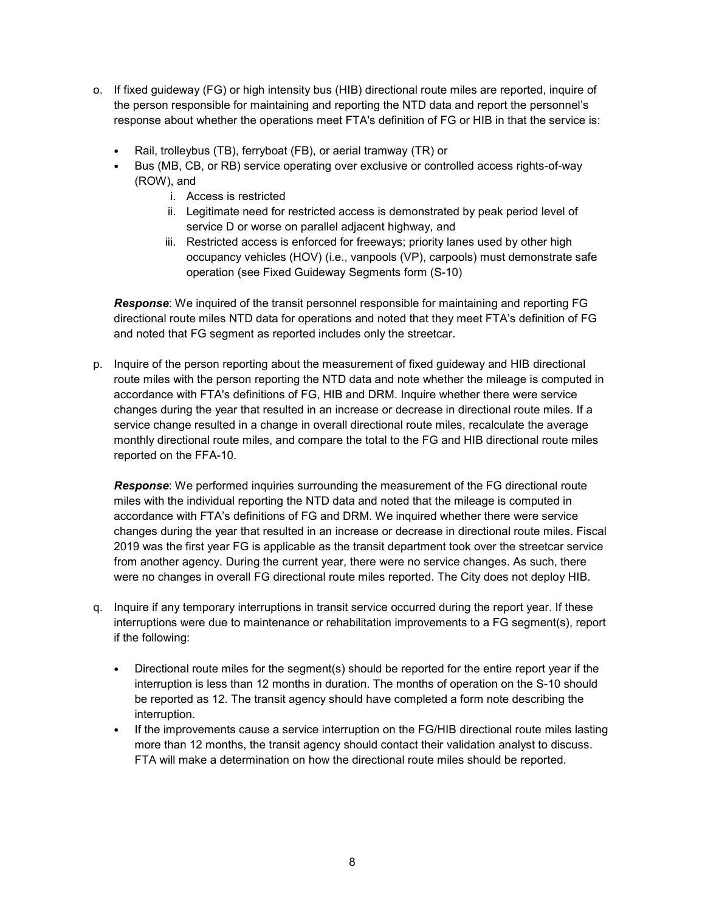o. If fixed guideway (FG) or high intensity bus (HIB) directional route miles are reported, inquire of the person responsible for maintaining and reporting the NTD data and report the personnel's response about whether the operations meet FTA's definition of FG or HIB in that the service is:

- Rail, trolleybus (TB), ferryboat (FB), or aerial tramway (TR) or
- Bus (MB, CB, or RB) service operating over exclusive or controlled access rights-of-way (ROW), and
    i. Access is restricted
    ii. Legitimate need for restricted access is demonstrated by peak period level of service D or worse on parallel adjacent highway, and
    iii. Restricted access is enforced for freeways; priority lanes used by other high occupancy vehicles (HOV) (i.e., vanpools (VP), carpools) must demonstrate safe operation (see Fixed Guideway Segments form (S-10)

***Response***: We inquired of the transit personnel responsible for maintaining and reporting FG directional route miles NTD data for operations and noted that they meet FTA's definition of FG and noted that FG segment as reported includes only the streetcar.

p. Inquire of the person reporting about the measurement of fixed guideway and HIB directional route miles with the person reporting the NTD data and note whether the mileage is computed in accordance with FTA's definitions of FG, HIB and DRM. Inquire whether there were service changes during the year that resulted in an increase or decrease in directional route miles. If a service change resulted in a change in overall directional route miles, recalculate the average monthly directional route miles, and compare the total to the FG and HIB directional route miles reported on the FFA-10.

***Response***: We performed inquiries surrounding the measurement of the FG directional route miles with the individual reporting the NTD data and noted that the mileage is computed in accordance with FTA's definitions of FG and DRM. We inquired whether there were service changes during the year that resulted in an increase or decrease in directional route miles. Fiscal 2019 was the first year FG is applicable as the transit department took over the streetcar service from another agency. During the current year, there were no service changes. As such, there were no changes in overall FG directional route miles reported. The City does not deploy HIB.

q. Inquire if any temporary interruptions in transit service occurred during the report year. If these interruptions were due to maintenance or rehabilitation improvements to a FG segment(s), report if the following:

- Directional route miles for the segment(s) should be reported for the entire report year if the interruption is less than 12 months in duration. The months of operation on the S-10 should be reported as 12. The transit agency should have completed a form note describing the interruption.
- If the improvements cause a service interruption on the FG/HIB directional route miles lasting more than 12 months, the transit agency should contact their validation analyst to discuss. FTA will make a determination on how the directional route miles should be reported.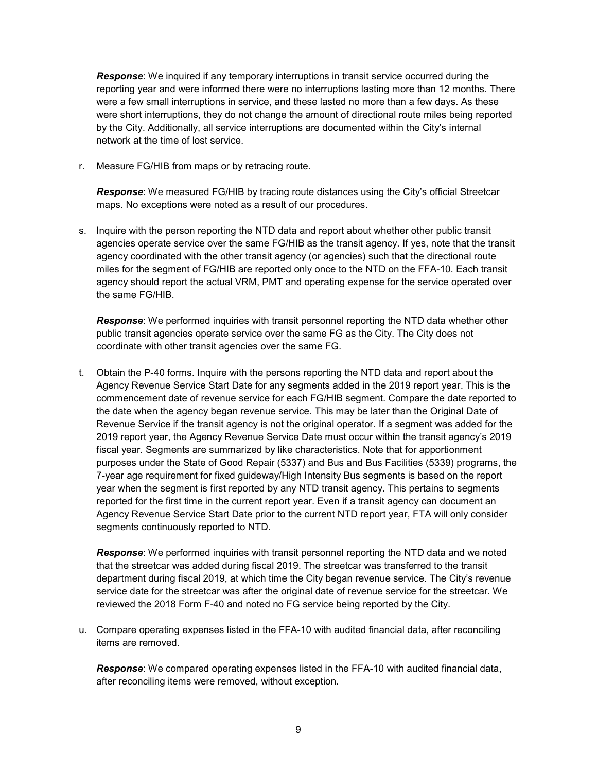***Response***: We inquired if any temporary interruptions in transit service occurred during the reporting year and were informed there were no interruptions lasting more than 12 months. There were a few small interruptions in service, and these lasted no more than a few days. As these were short interruptions, they do not change the amount of directional route miles being reported by the City. Additionally, all service interruptions are documented within the City's internal network at the time of lost service.

r. Measure FG/HIB from maps or by retracing route.

   ***Response***: We measured FG/HIB by tracing route distances using the City's official Streetcar maps. No exceptions were noted as a result of our procedures.

s. Inquire with the person reporting the NTD data and report about whether other public transit agencies operate service over the same FG/HIB as the transit agency. If yes, note that the transit agency coordinated with the other transit agency (or agencies) such that the directional route miles for the segment of FG/HIB are reported only once to the NTD on the FFA-10. Each transit agency should report the actual VRM, PMT and operating expense for the service operated over the same FG/HIB.

   ***Response***: We performed inquiries with transit personnel reporting the NTD data whether other public transit agencies operate service over the same FG as the City. The City does not coordinate with other transit agencies over the same FG.

t. Obtain the P-40 forms. Inquire with the persons reporting the NTD data and report about the Agency Revenue Service Start Date for any segments added in the 2019 report year. This is the commencement date of revenue service for each FG/HIB segment. Compare the date reported to the date when the agency began revenue service. This may be later than the Original Date of Revenue Service if the transit agency is not the original operator. If a segment was added for the 2019 report year, the Agency Revenue Service Date must occur within the transit agency's 2019 fiscal year. Segments are summarized by like characteristics. Note that for apportionment purposes under the State of Good Repair (5337) and Bus and Bus Facilities (5339) programs, the 7-year age requirement for fixed guideway/High Intensity Bus segments is based on the report year when the segment is first reported by any NTD transit agency. This pertains to segments reported for the first time in the current report year. Even if a transit agency can document an Agency Revenue Service Start Date prior to the current NTD report year, FTA will only consider segments continuously reported to NTD.

   ***Response***: We performed inquiries with transit personnel reporting the NTD data and we noted that the streetcar was added during fiscal 2019. The streetcar was transferred to the transit department during fiscal 2019, at which time the City began revenue service. The City's revenue service date for the streetcar was after the original date of revenue service for the streetcar. We reviewed the 2018 Form F-40 and noted no FG service being reported by the City.

u. Compare operating expenses listed in the FFA-10 with audited financial data, after reconciling items are removed.

   ***Response***: We compared operating expenses listed in the FFA-10 with audited financial data, after reconciling items were removed, without exception.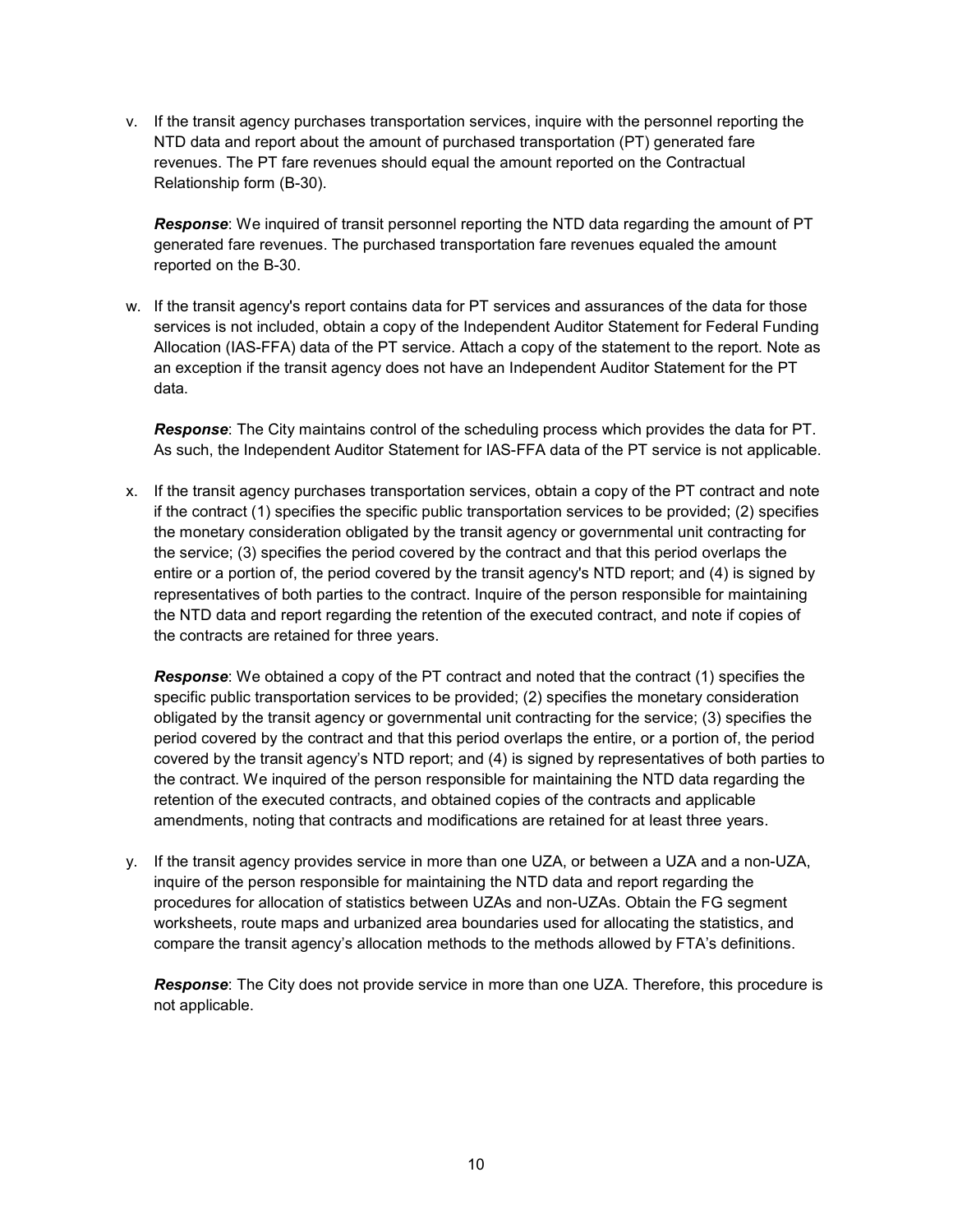v. If the transit agency purchases transportation services, inquire with the personnel reporting the NTD data and report about the amount of purchased transportation (PT) generated fare revenues. The PT fare revenues should equal the amount reported on the Contractual Relationship form (B-30).

   ***Response***: We inquired of transit personnel reporting the NTD data regarding the amount of PT generated fare revenues. The purchased transportation fare revenues equaled the amount reported on the B-30.

w. If the transit agency's report contains data for PT services and assurances of the data for those services is not included, obtain a copy of the Independent Auditor Statement for Federal Funding Allocation (IAS-FFA) data of the PT service. Attach a copy of the statement to the report. Note as an exception if the transit agency does not have an Independent Auditor Statement for the PT data.

   ***Response***: The City maintains control of the scheduling process which provides the data for PT. As such, the Independent Auditor Statement for IAS-FFA data of the PT service is not applicable.

x. If the transit agency purchases transportation services, obtain a copy of the PT contract and note if the contract (1) specifies the specific public transportation services to be provided; (2) specifies the monetary consideration obligated by the transit agency or governmental unit contracting for the service; (3) specifies the period covered by the contract and that this period overlaps the entire or a portion of, the period covered by the transit agency's NTD report; and (4) is signed by representatives of both parties to the contract. Inquire of the person responsible for maintaining the NTD data and report regarding the retention of the executed contract, and note if copies of the contracts are retained for three years.

   ***Response***: We obtained a copy of the PT contract and noted that the contract (1) specifies the specific public transportation services to be provided; (2) specifies the monetary consideration obligated by the transit agency or governmental unit contracting for the service; (3) specifies the period covered by the contract and that this period overlaps the entire, or a portion of, the period covered by the transit agency's NTD report; and (4) is signed by representatives of both parties to the contract. We inquired of the person responsible for maintaining the NTD data regarding the retention of the executed contracts, and obtained copies of the contracts and applicable amendments, noting that contracts and modifications are retained for at least three years.

y. If the transit agency provides service in more than one UZA, or between a UZA and a non-UZA, inquire of the person responsible for maintaining the NTD data and report regarding the procedures for allocation of statistics between UZAs and non-UZAs. Obtain the FG segment worksheets, route maps and urbanized area boundaries used for allocating the statistics, and compare the transit agency's allocation methods to the methods allowed by FTA's definitions.

   ***Response***: The City does not provide service in more than one UZA. Therefore, this procedure is not applicable.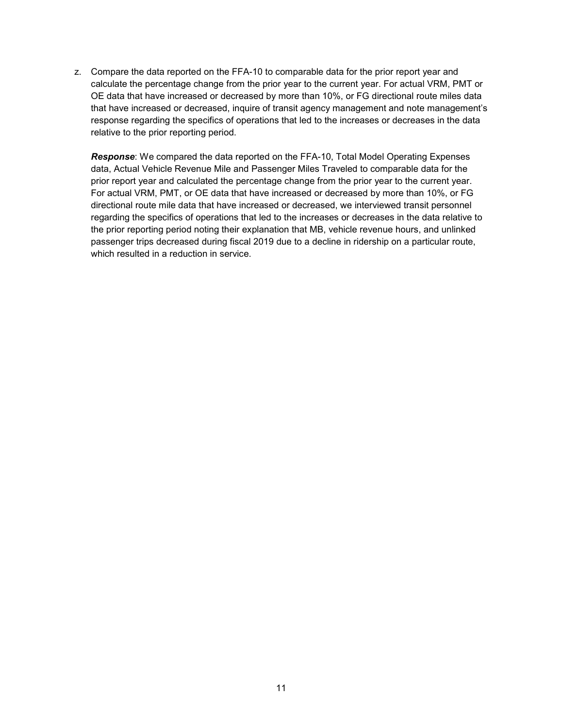z. Compare the data reported on the FFA-10 to comparable data for the prior report year and calculate the percentage change from the prior year to the current year. For actual VRM, PMT or OE data that have increased or decreased by more than 10%, or FG directional route miles data that have increased or decreased, inquire of transit agency management and note management's response regarding the specifics of operations that led to the increases or decreases in the data relative to the prior reporting period.

   ***Response***: We compared the data reported on the FFA-10, Total Model Operating Expenses data, Actual Vehicle Revenue Mile and Passenger Miles Traveled to comparable data for the prior report year and calculated the percentage change from the prior year to the current year. For actual VRM, PMT, or OE data that have increased or decreased by more than 10%, or FG directional route mile data that have increased or decreased, we interviewed transit personnel regarding the specifics of operations that led to the increases or decreases in the data relative to the prior reporting period noting their explanation that MB, vehicle revenue hours, and unlinked passenger trips decreased during fiscal 2019 due to a decline in ridership on a particular route, which resulted in a reduction in service.